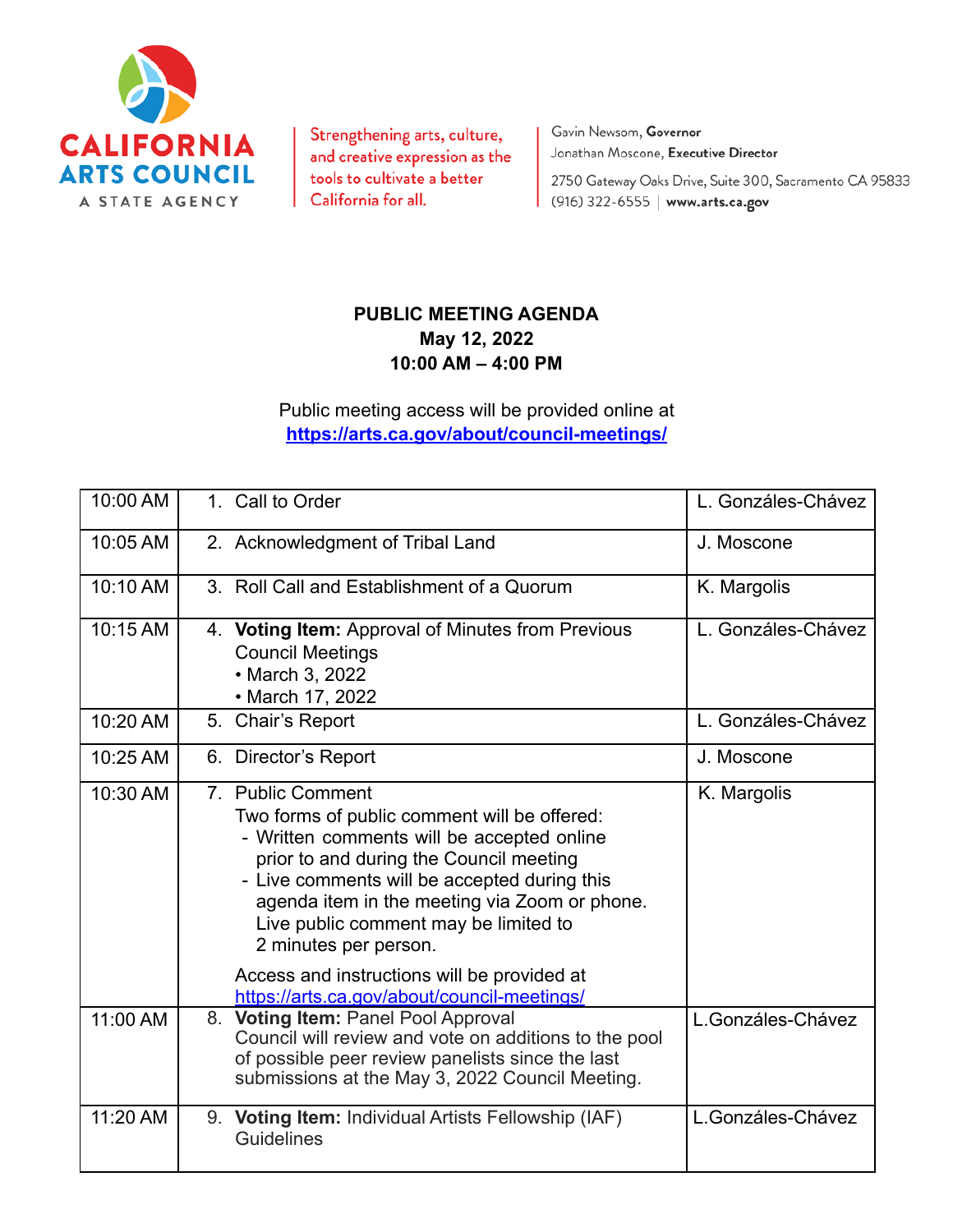CALIFORNIA ARTS COUNCIL
A STATE AGENCY

Strengthening arts, culture, and creative expression as the tools to cultivate a better California for all.

Gavin Newsom, **Governor**
Jonathan Moscone, **Executive Director**

2750 Gateway Oaks Drive, Suite 300, Sacramento CA 95833
(916) 322-6555 | **www.arts.ca.gov**

**PUBLIC MEETING AGENDA**
**May 12, 2022**
**10:00 AM – 4:00 PM**

Public meeting access will be provided online at
**https://arts.ca.gov/about/council-meetings/**

| Time | Item | Presenter |
|---|---|---|
| 10:00 AM | 1. Call to Order | L. Gonzáles-Chávez |
| 10:05 AM | 2. Acknowledgment of Tribal Land | J. Moscone |
| 10:10 AM | 3. Roll Call and Establishment of a Quorum | K. Margolis |
| 10:15 AM | 4. **Voting Item:** Approval of Minutes from Previous Council Meetings<br>• March 3, 2022<br>• March 17, 2022 | L. Gonzáles-Chávez |
| 10:20 AM | 5. Chair's Report | L. Gonzáles-Chávez |
| 10:25 AM | 6. Director's Report | J. Moscone |
| 10:30 AM | 7. Public Comment<br>Two forms of public comment will be offered:<br>- Written comments will be accepted online prior to and during the Council meeting<br>- Live comments will be accepted during this agenda item in the meeting via Zoom or phone. Live public comment may be limited to 2 minutes per person.<br><br>Access and instructions will be provided at https://arts.ca.gov/about/council-meetings/ | K. Margolis |
| 11:00 AM | 8. **Voting Item:** Panel Pool Approval<br>Council will review and vote on additions to the pool of possible peer review panelists since the last submissions at the May 3, 2022 Council Meeting. | L.Gonzáles-Chávez |
| 11:20 AM | 9. **Voting Item:** Individual Artists Fellowship (IAF) Guidelines | L.Gonzáles-Chávez |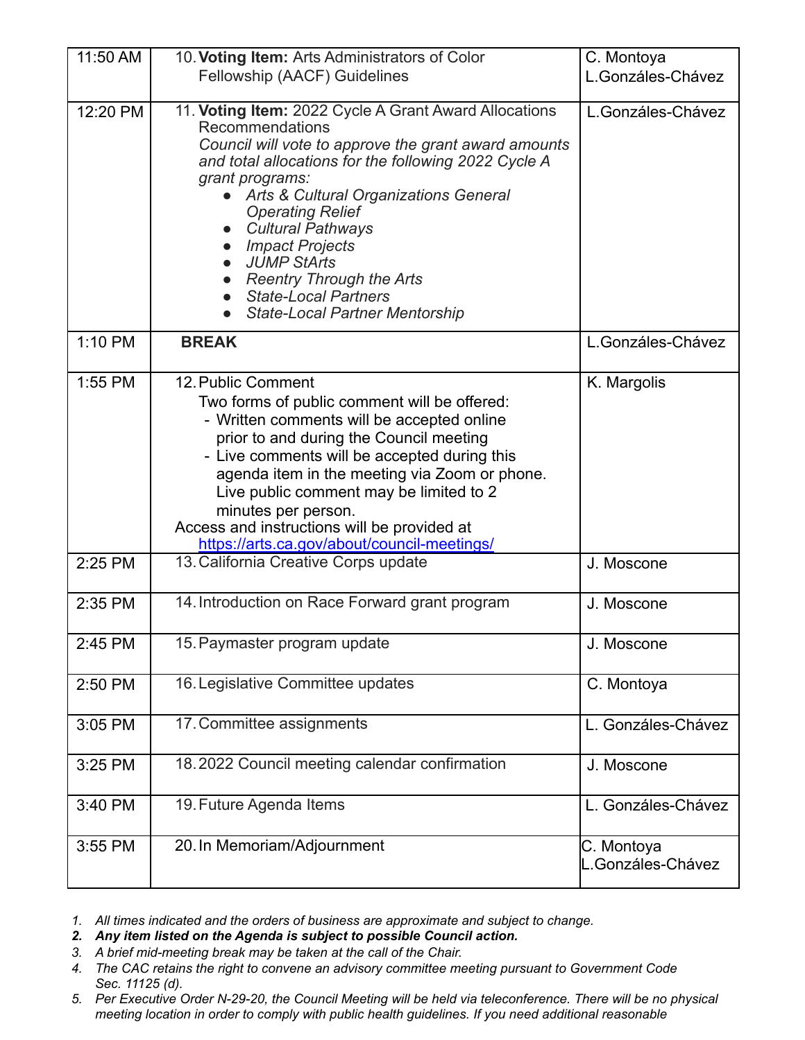| | | |
|---|---|---|
| 11:50 AM | 10. **Voting Item:** Arts Administrators of Color Fellowship (AACF) Guidelines | C. Montoya<br>L.Gonzáles-Chávez |
| 12:20 PM | 11. **Voting Item:** 2022 Cycle A Grant Award Allocations Recommendations<br>*Council will vote to approve the grant award amounts and total allocations for the following 2022 Cycle A grant programs:*<br>● *Arts & Cultural Organizations General Operating Relief*<br>● *Cultural Pathways*<br>● *Impact Projects*<br>● *JUMP StArts*<br>● *Reentry Through the Arts*<br>● *State-Local Partners*<br>● *State-Local Partner Mentorship* | L.Gonzáles-Chávez |
| 1:10 PM | **BREAK** | L.Gonzáles-Chávez |
| 1:55 PM | 12. Public Comment<br>Two forms of public comment will be offered:<br>- Written comments will be accepted online prior to and during the Council meeting<br>- Live comments will be accepted during this agenda item in the meeting via Zoom or phone. Live public comment may be limited to 2 minutes per person.<br>Access and instructions will be provided at https://arts.ca.gov/about/council-meetings/ | K. Margolis |
| 2:25 PM | 13. California Creative Corps update | J. Moscone |
| 2:35 PM | 14. Introduction on Race Forward grant program | J. Moscone |
| 2:45 PM | 15. Paymaster program update | J. Moscone |
| 2:50 PM | 16. Legislative Committee updates | C. Montoya |
| 3:05 PM | 17. Committee assignments | L. Gonzáles-Chávez |
| 3:25 PM | 18. 2022 Council meeting calendar confirmation | J. Moscone |
| 3:40 PM | 19. Future Agenda Items | L. Gonzáles-Chávez |
| 3:55 PM | 20. In Memoriam/Adjournment | C. Montoya<br>L.Gonzáles-Chávez |

1. *All times indicated and the orders of business are approximate and subject to change.*
2. ***Any item listed on the Agenda is subject to possible Council action.***
3. *A brief mid-meeting break may be taken at the call of the Chair.*
4. *The CAC retains the right to convene an advisory committee meeting pursuant to Government Code Sec. 11125 (d).*
5. *Per Executive Order N-29-20, the Council Meeting will be held via teleconference. There will be no physical meeting location in order to comply with public health guidelines. If you need additional reasonable*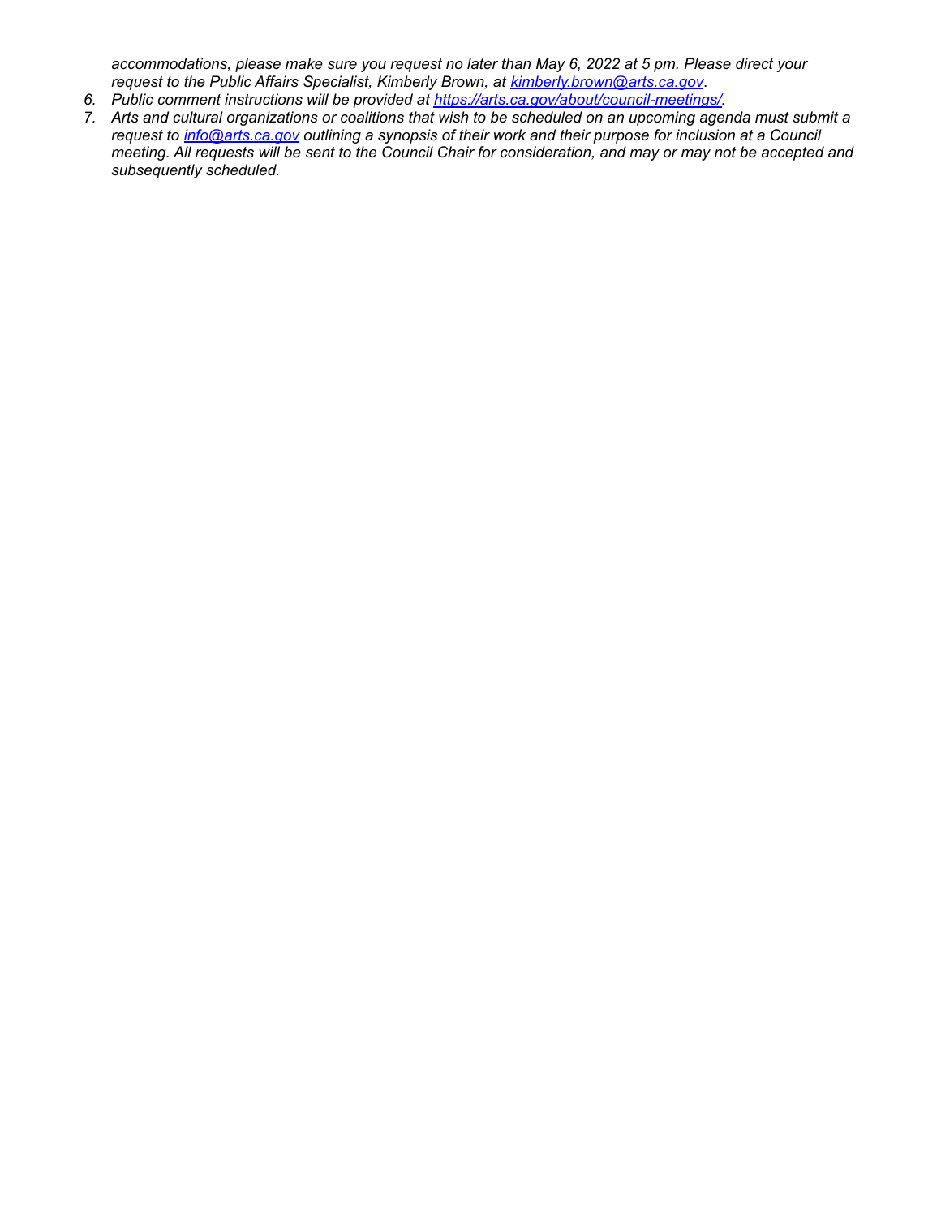*accommodations, please make sure you request no later than May 6, 2022 at 5 pm. Please direct your request to the Public Affairs Specialist, Kimberly Brown, at [kimberly.brown@arts.ca.gov](mailto:kimberly.brown@arts.ca.gov).*

6. *Public comment instructions will be provided at [https://arts.ca.gov/about/council-meetings/](https://arts.ca.gov/about/council-meetings/).*
7. *Arts and cultural organizations or coalitions that wish to be scheduled on an upcoming agenda must submit a request to [info@arts.ca.gov](mailto:info@arts.ca.gov) outlining a synopsis of their work and their purpose for inclusion at a Council meeting. All requests will be sent to the Council Chair for consideration, and may or may not be accepted and subsequently scheduled.*